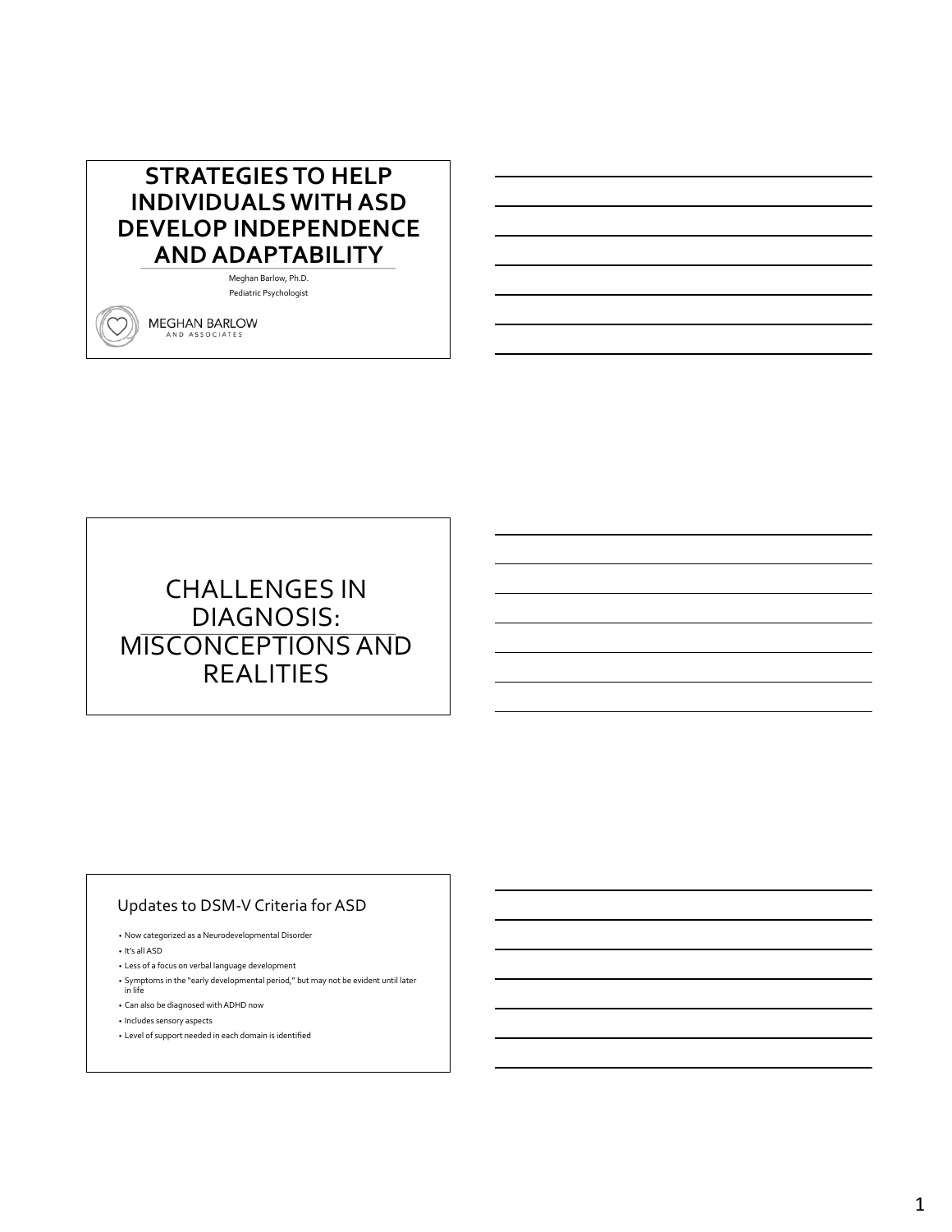# STRATEGIES TO HELP INDIVIDUALS WITH ASD DEVELOP INDEPENDENCE AND ADAPTABILITY

Meghan Barlow, Ph.D.

Pediatric Psychologist

MEGHAN BARLOW AND ASSOCIATES

# CHALLENGES IN DIAGNOSIS: MISCONCEPTIONS AND REALITIES

## Updates to DSM-V Criteria for ASD

- Now categorized as a Neurodevelopmental Disorder
- It's all ASD
- Less of a focus on verbal language development
- Symptoms in the "early developmental period," but may not be evident until later in life
- Can also be diagnosed with ADHD now
- Includes sensory aspects
- Level of support needed in each domain is identified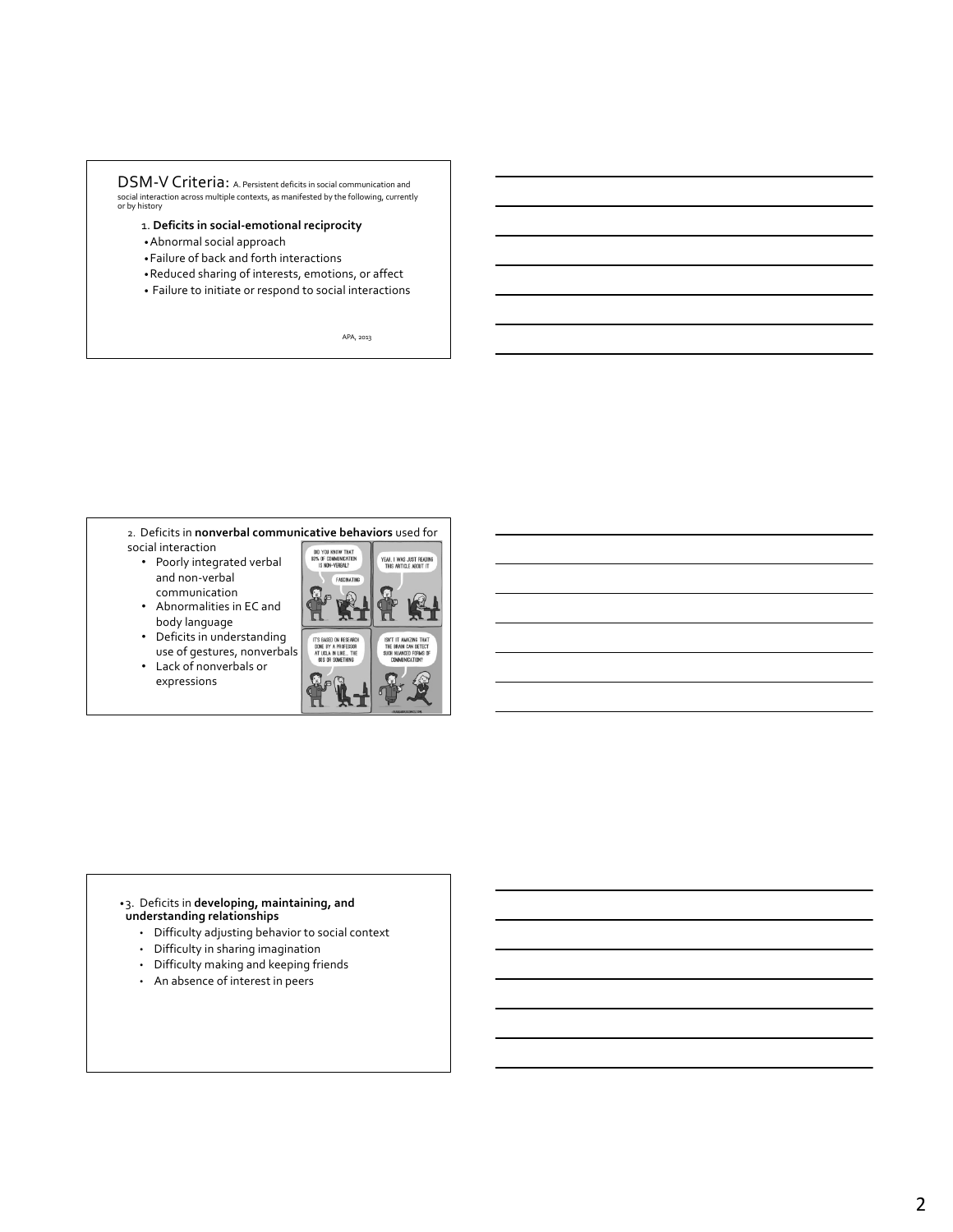## DSM-V Criteria: A. Persistent deficits in social communication and social interaction across multiple contexts, as manifested by the following, currently or by history

1. **Deficits in social-emotional reciprocity**
   - Abnormal social approach
   - Failure of back and forth interactions
   - Reduced sharing of interests, emotions, or affect
   - Failure to initiate or respond to social interactions

APA, 2013

2. Deficits in **nonverbal communicative behaviors** used for social interaction
   - Poorly integrated verbal and non-verbal communication
   - Abnormalities in EC and body language
   - Deficits in understanding use of gestures, nonverbals
   - Lack of nonverbals or expressions

3. Deficits in **developing, maintaining, and understanding relationships**
   - Difficulty adjusting behavior to social context
   - Difficulty in sharing imagination
   - Difficulty making and keeping friends
   - An absence of interest in peers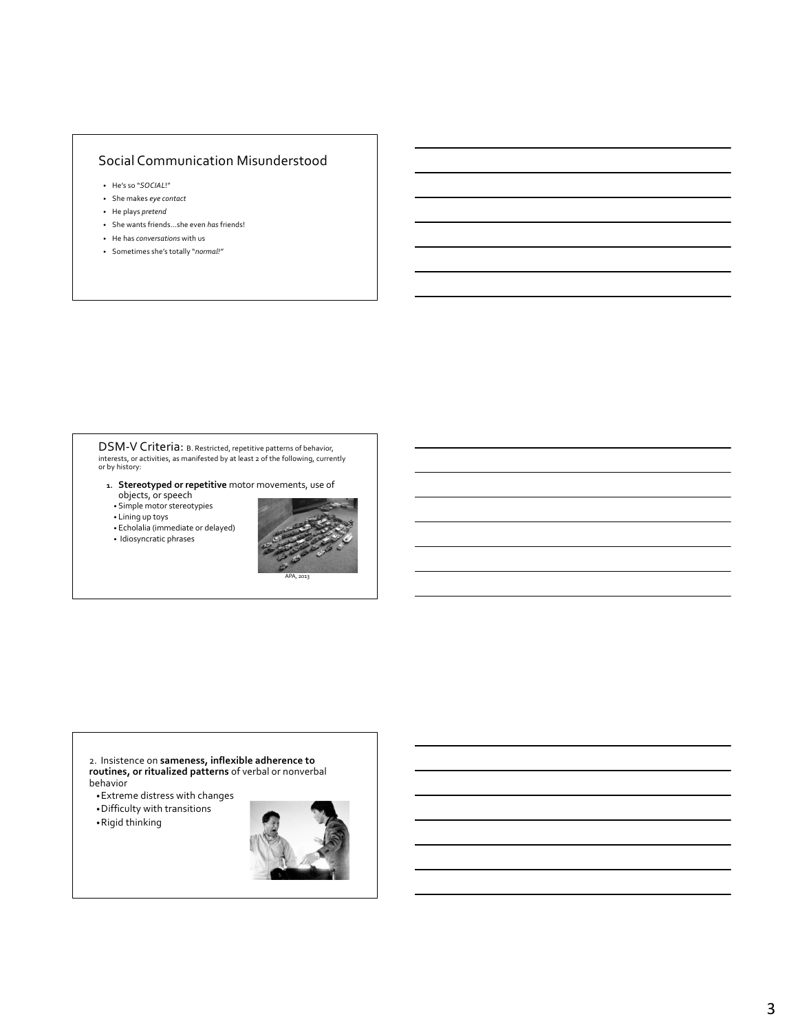## Social Communication Misunderstood

- He's so "*SOCIAL*!"
- She makes *eye contact*
- He plays *pretend*
- She wants friends…she even *has* friends!
- He has *conversations* with us
- Sometimes she's totally "*normal!"*

## DSM-V Criteria: B. Restricted, repetitive patterns of behavior, interests, or activities, as manifested by at least 2 of the following, currently or by history:

1. **Stereotyped or repetitive** motor movements, use of objects, or speech
   - Simple motor stereotypies
   - Lining up toys
   - Echolalia (immediate or delayed)
   - Idiosyncratic phrases

APA, 2013

2. Insistence on **sameness, inflexible adherence to routines, or ritualized patterns** of verbal or nonverbal behavior
   - Extreme distress with changes
   - Difficulty with transitions
   - Rigid thinking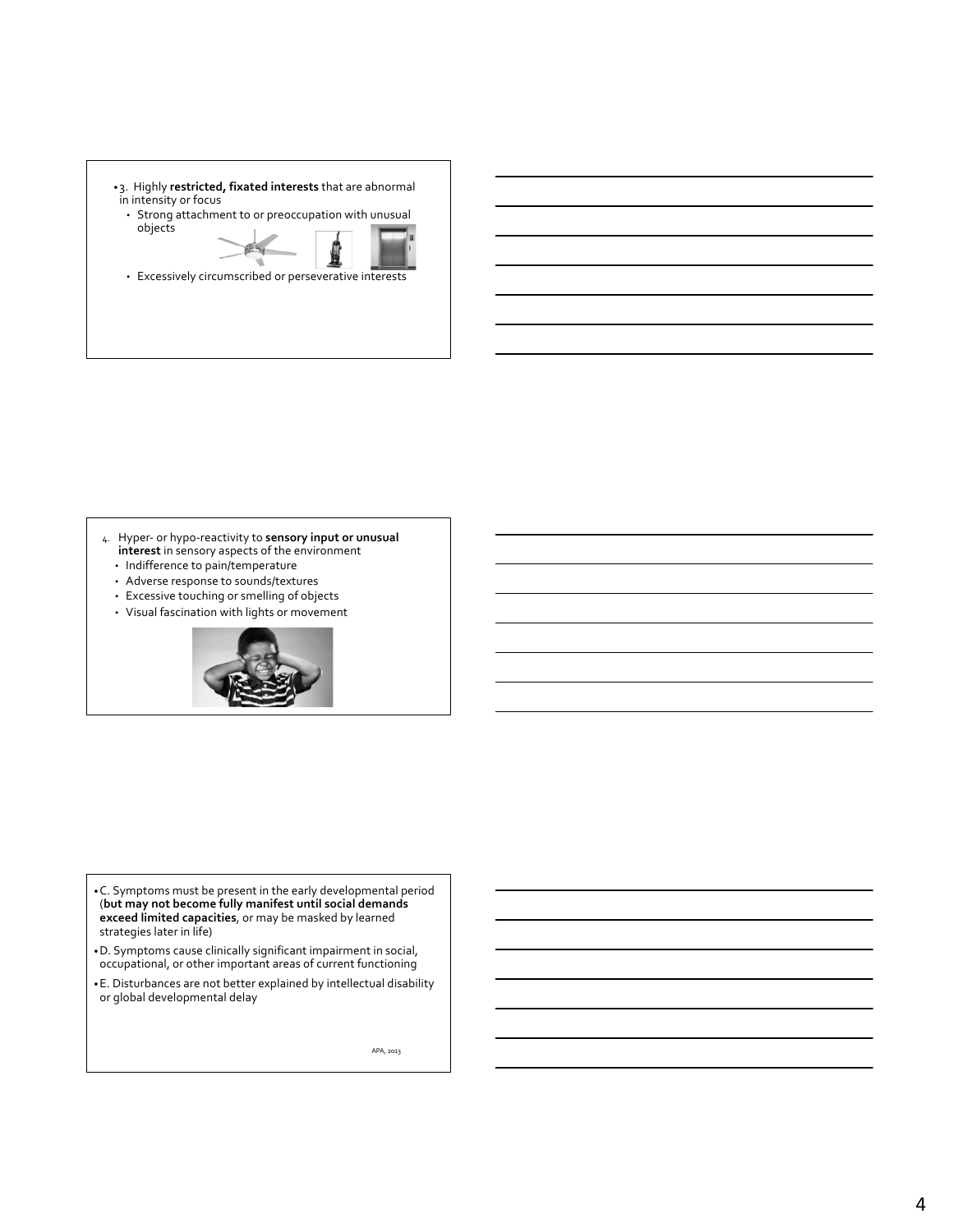- 3. Highly **restricted, fixated interests** that are abnormal in intensity or focus
  - Strong attachment to or preoccupation with unusual objects
  - Excessively circumscribed or perseverative interests

4. Hyper- or hypo-reactivity to **sensory input or unusual interest** in sensory aspects of the environment
   - Indifference to pain/temperature
   - Adverse response to sounds/textures
   - Excessive touching or smelling of objects
   - Visual fascination with lights or movement

- C. Symptoms must be present in the early developmental period (**but may not become fully manifest until social demands exceed limited capacities**, or may be masked by learned strategies later in life)
- D. Symptoms cause clinically significant impairment in social, occupational, or other important areas of current functioning
- E. Disturbances are not better explained by intellectual disability or global developmental delay

APA, 2013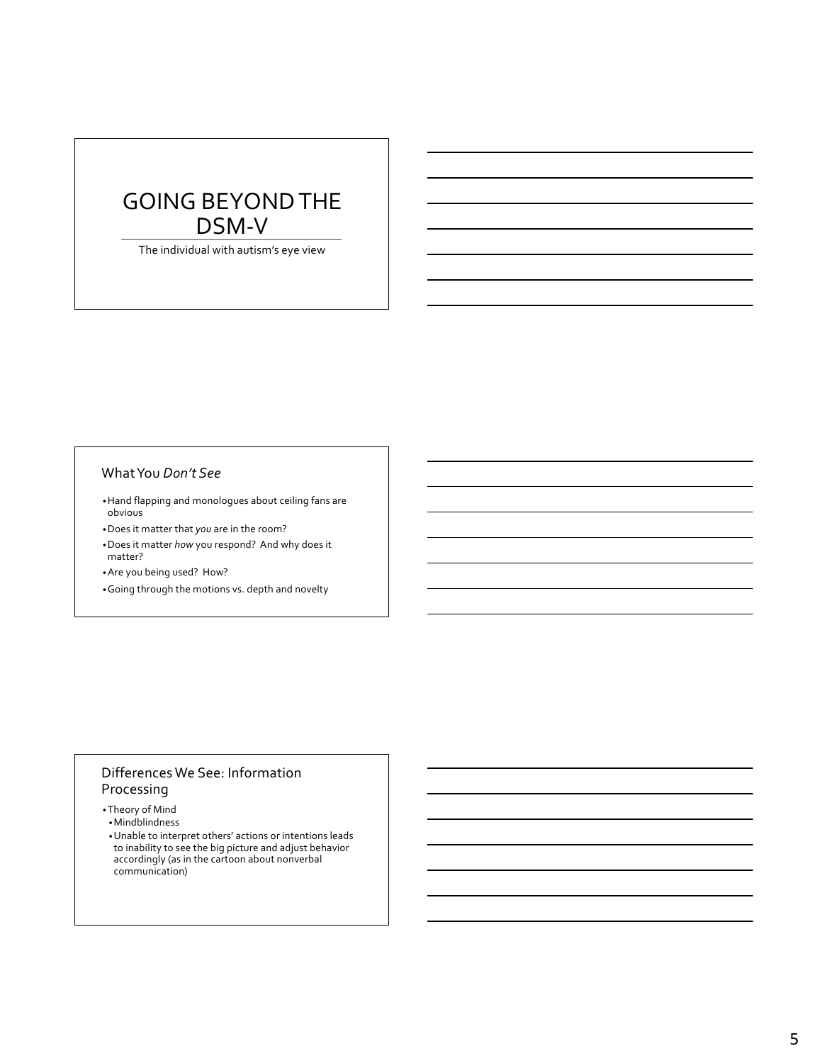# GOING BEYOND THE DSM-V

The individual with autism's eye view

## What You *Don't See*

- Hand flapping and monologues about ceiling fans are obvious
- Does it matter that *you* are in the room?
- Does it matter *how* you respond? And why does it matter?
- Are you being used? How?
- Going through the motions vs. depth and novelty

## Differences We See: Information Processing

- Theory of Mind
  - Mindblindness
  - Unable to interpret others' actions or intentions leads to inability to see the big picture and adjust behavior accordingly (as in the cartoon about nonverbal communication)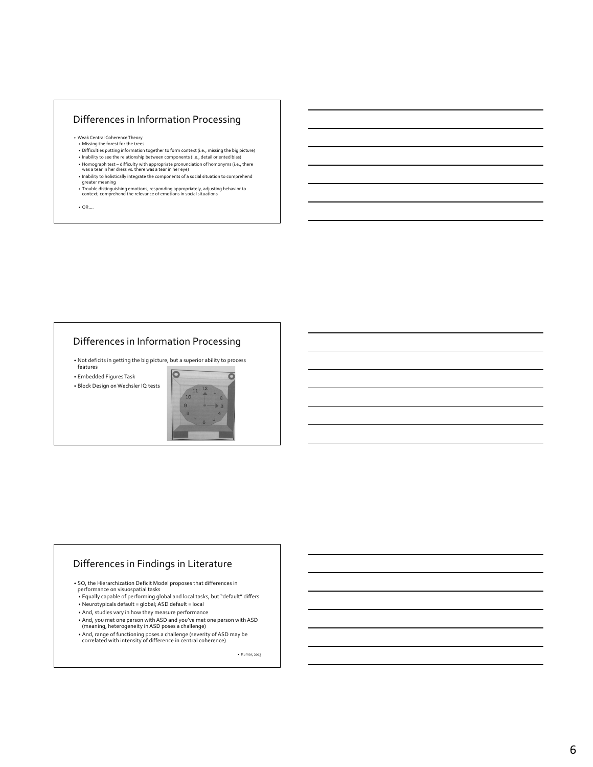## Differences in Information Processing

- Weak Central Coherence Theory
  - Missing the forest for the trees
  - Difficulties putting information together to form context (i.e., missing the big picture)
  - Inability to see the relationship between components (i.e., detail oriented bias)
  - Homograph test – difficulty with appropriate pronunciation of homonyms (i.e., there was a tear in her dress vs. there was a tear in her eye)
  - Inability to holistically integrate the components of a social situation to comprehend greater meaning
  - Trouble distinguishing emotions, responding appropriately, adjusting behavior to context, comprehend the relevance of emotions in social situations
- OR….

## Differences in Information Processing

- Not deficits in getting the big picture, but a superior ability to process features
- Embedded Figures Task
- Block Design on Wechsler IQ tests

## Differences in Findings in Literature

- SO, the Hierarchization Deficit Model proposes that differences in performance on visuospatial tasks
  - Equally capable of performing global and local tasks, but "default" differs
  - Neurotypicals default = global; ASD default = local
  - And, studies vary in how they measure performance
  - And, you met one person with ASD and you've met one person with ASD (meaning, heterogeneity in ASD poses a challenge)
  - And, range of functioning poses a challenge (severity of ASD may be correlated with intensity of difference in central coherence)

- Kumar, 2013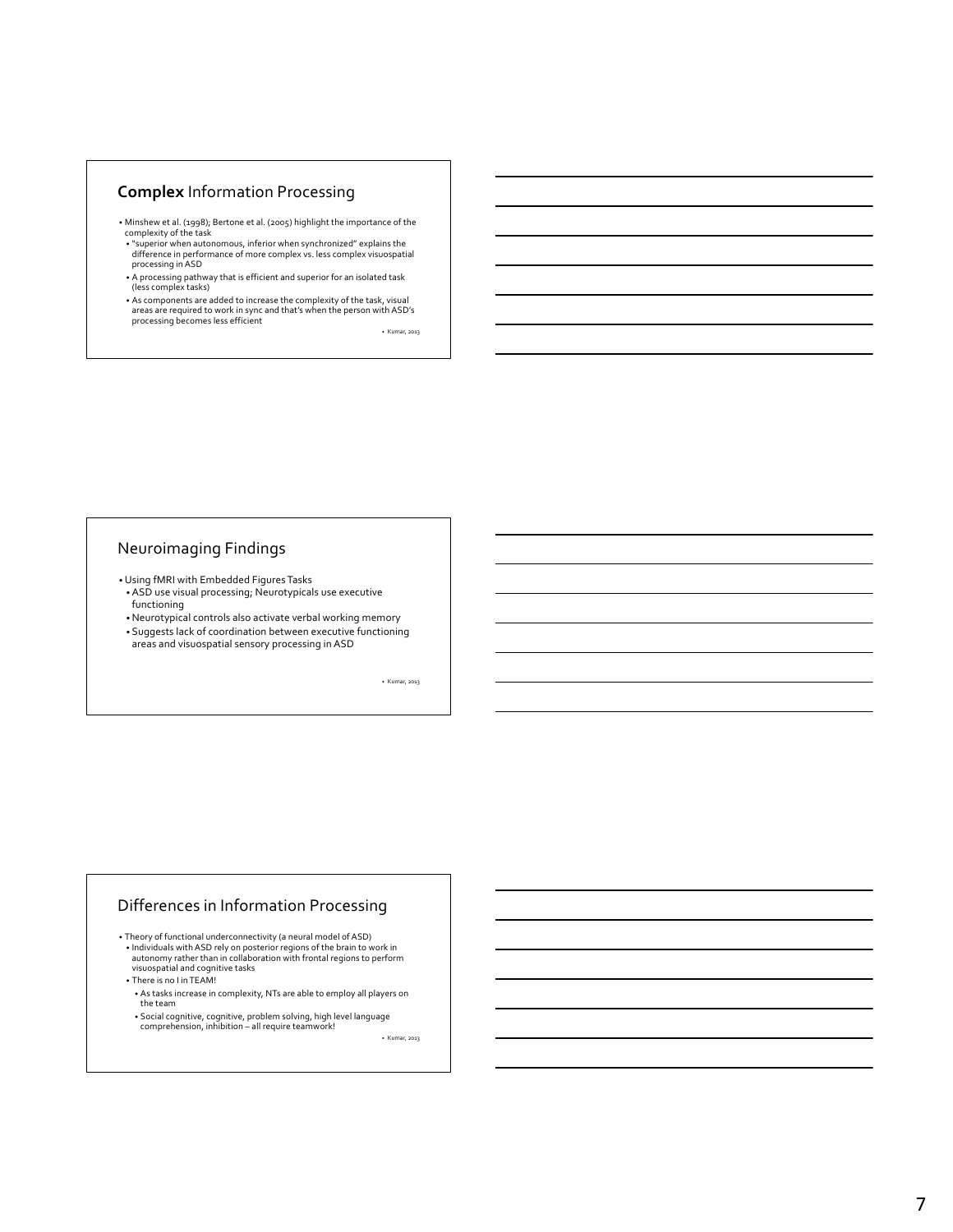## **Complex** Information Processing

- Minshew et al. (1998); Bertone et al. (2005) highlight the importance of the complexity of the task
  - "superior when autonomous, inferior when synchronized" explains the difference in performance of more complex vs. less complex visuospatial processing in ASD
  - A processing pathway that is efficient and superior for an isolated task (less complex tasks)
  - As components are added to increase the complexity of the task, visual areas are required to work in sync and that's when the person with ASD's processing becomes less efficient

Kumar, 2013

## Neuroimaging Findings

- Using fMRI with Embedded Figures Tasks
  - ASD use visual processing; Neurotypicals use executive functioning
  - Neurotypical controls also activate verbal working memory
  - Suggests lack of coordination between executive functioning areas and visuospatial sensory processing in ASD

Kumar, 2013

## Differences in Information Processing

- Theory of functional underconnectivity (a neural model of ASD)
  - Individuals with ASD rely on posterior regions of the brain to work in autonomy rather than in collaboration with frontal regions to perform visuospatial and cognitive tasks
  - There is no I in TEAM!
    - As tasks increase in complexity, NTs are able to employ all players on the team
    - Social cognitive, cognitive, problem solving, high level language comprehension, inhibition – all require teamwork!

Kumar, 2013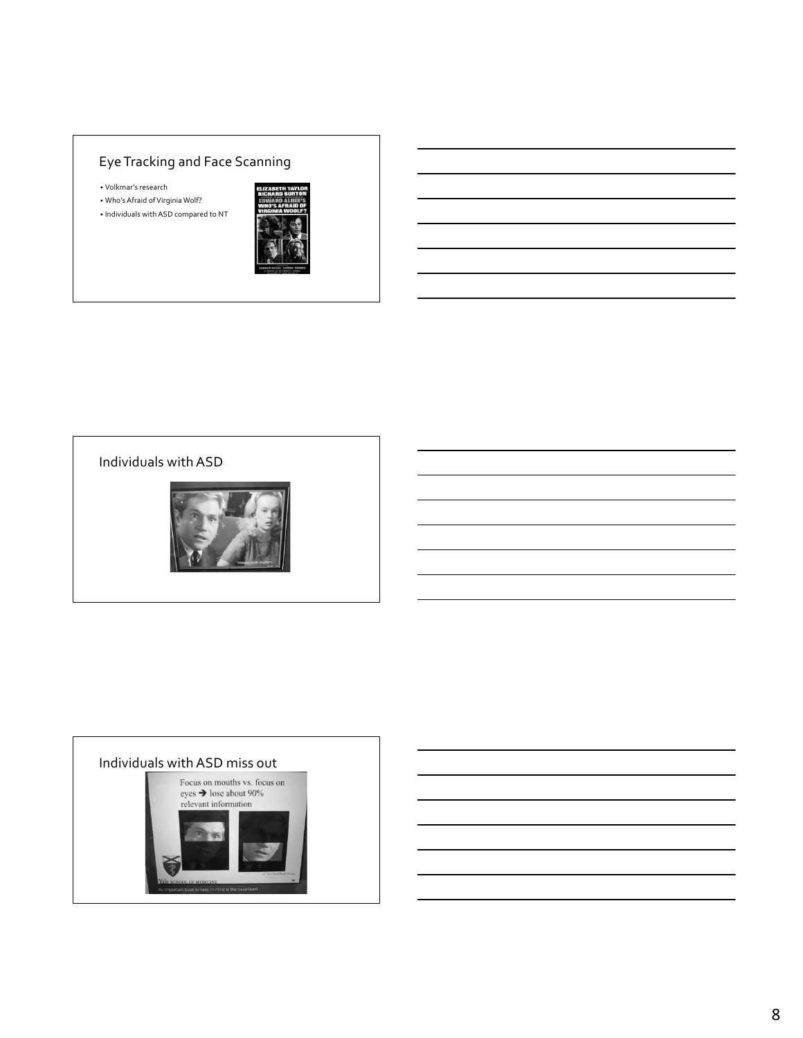## Eye Tracking and Face Scanning

- Volkmar's research
- Who's Afraid of Virginia Wolf?
- Individuals with ASD compared to NT

## Individuals with ASD

## Individuals with ASD miss out

Focus on mouths vs. focus on eyes → lose about 90% relevant information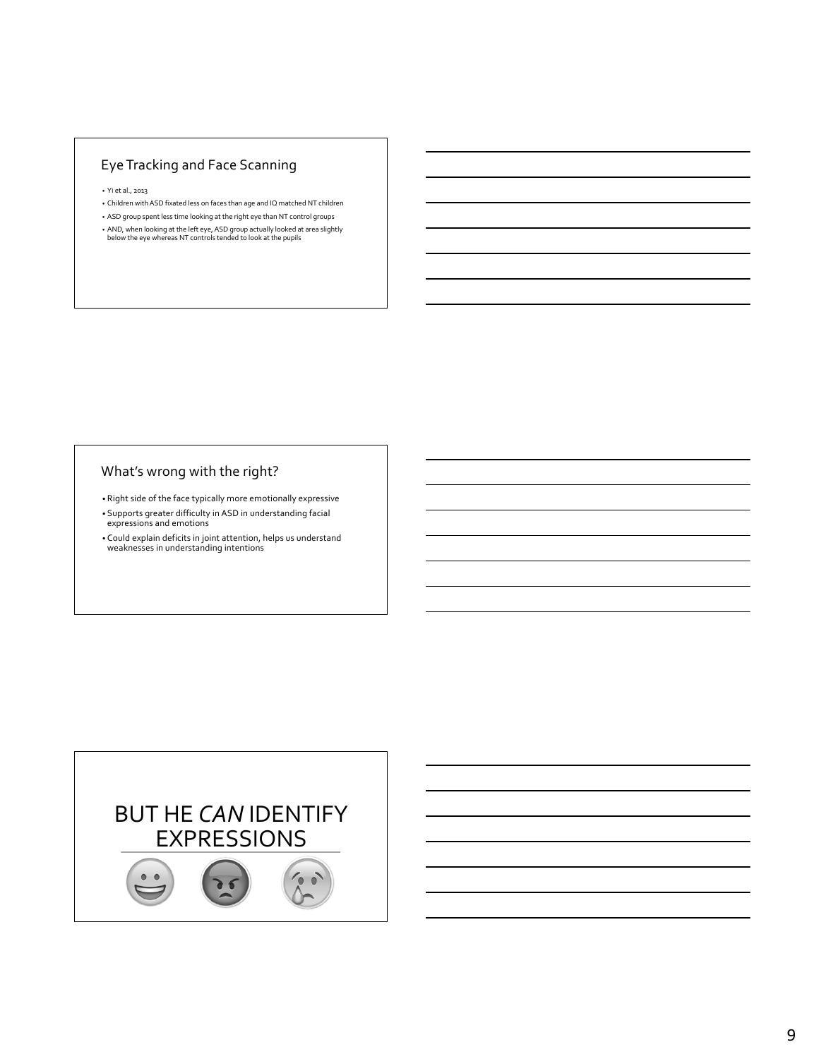## Eye Tracking and Face Scanning

- Yi et al., 2013
- Children with ASD fixated less on faces than age and IQ matched NT children
- ASD group spent less time looking at the right eye than NT control groups
- AND, when looking at the left eye, ASD group actually looked at area slightly below the eye whereas NT controls tended to look at the pupils

## What's wrong with the right?

- Right side of the face typically more emotionally expressive
- Supports greater difficulty in ASD in understanding facial expressions and emotions
- Could explain deficits in joint attention, helps us understand weaknesses in understanding intentions

## BUT HE *CAN* IDENTIFY EXPRESSIONS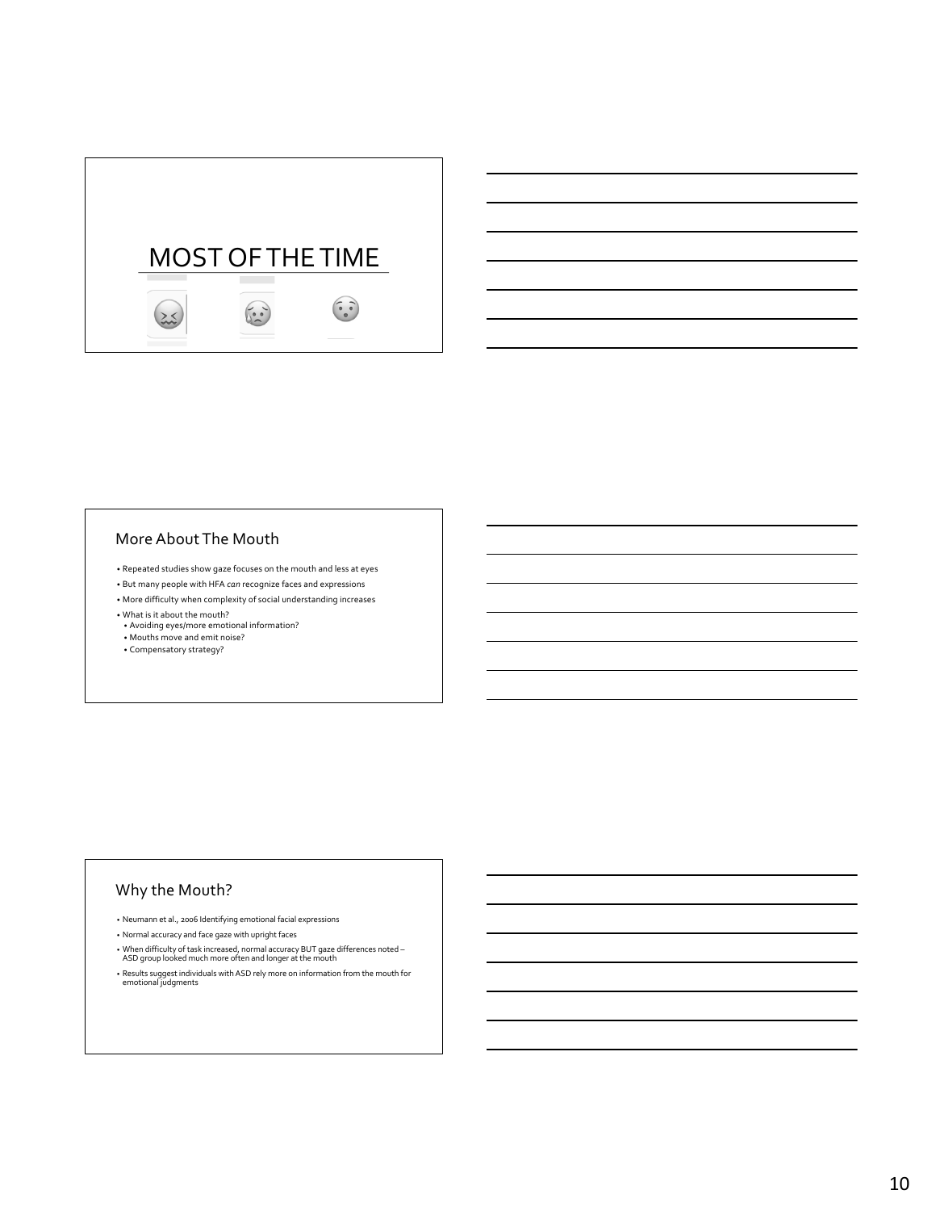## MOST OF THE TIME

## More About The Mouth

- Repeated studies show gaze focuses on the mouth and less at eyes
- But many people with HFA *can* recognize faces and expressions
- More difficulty when complexity of social understanding increases
- What is it about the mouth?
  - Avoiding eyes/more emotional information?
  - Mouths move and emit noise?
  - Compensatory strategy?

## Why the Mouth?

- Neumann et al., 2006 Identifying emotional facial expressions
- Normal accuracy and face gaze with upright faces
- When difficulty of task increased, normal accuracy BUT gaze differences noted – ASD group looked much more often and longer at the mouth
- Results suggest individuals with ASD rely more on information from the mouth for emotional judgments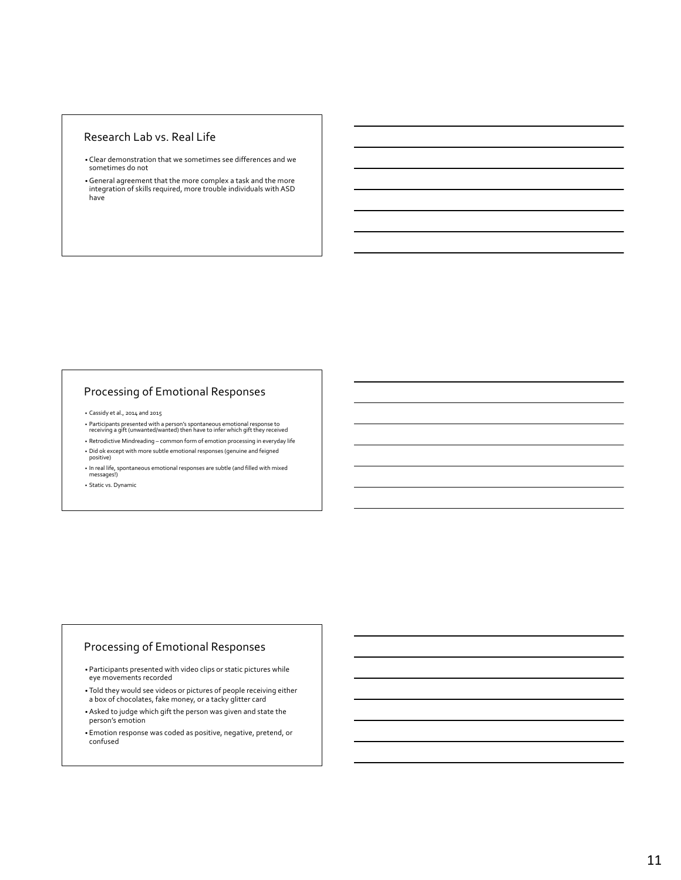## Research Lab vs. Real Life

- Clear demonstration that we sometimes see differences and we sometimes do not
- General agreement that the more complex a task and the more integration of skills required, more trouble individuals with ASD have

## Processing of Emotional Responses

- Cassidy et al., 2014 and 2015
- Participants presented with a person's spontaneous emotional response to receiving a gift (unwanted/wanted) then have to infer which gift they received
- Retrodictive Mindreading – common form of emotion processing in everyday life
- Did ok except with more subtle emotional responses (genuine and feigned positive)
- In real life, spontaneous emotional responses are subtle (and filled with mixed messages!)
- Static vs. Dynamic

## Processing of Emotional Responses

- Participants presented with video clips or static pictures while eye movements recorded
- Told they would see videos or pictures of people receiving either a box of chocolates, fake money, or a tacky glitter card
- Asked to judge which gift the person was given and state the person's emotion
- Emotion response was coded as positive, negative, pretend, or confused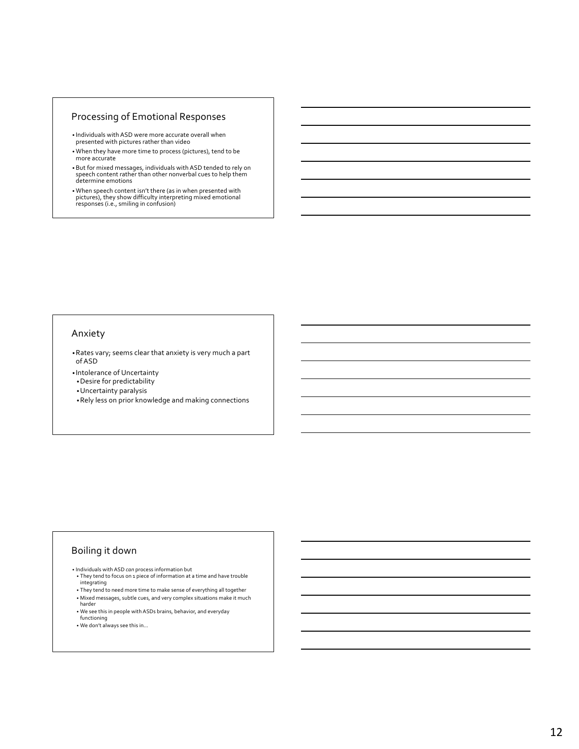## Processing of Emotional Responses

- Individuals with ASD were more accurate overall when presented with pictures rather than video
- When they have more time to process (pictures), tend to be more accurate
- But for mixed messages, individuals with ASD tended to rely on speech content rather than other nonverbal cues to help them determine emotions
- When speech content isn't there (as in when presented with pictures), they show difficulty interpreting mixed emotional responses (i.e., smiling in confusion)

## Anxiety

- Rates vary; seems clear that anxiety is very much a part of ASD
- Intolerance of Uncertainty
  - Desire for predictability
  - Uncertainty paralysis
  - Rely less on prior knowledge and making connections

## Boiling it down

- Individuals with ASD *can* process information but
  - They tend to focus on 1 piece of information at a time and have trouble integrating
  - They tend to need more time to make sense of everything all together
  - Mixed messages, subtle cues, and very complex situations make it much harder
  - We see this in people with ASDs brains, behavior, and everyday functioning
  - We don't always see this in…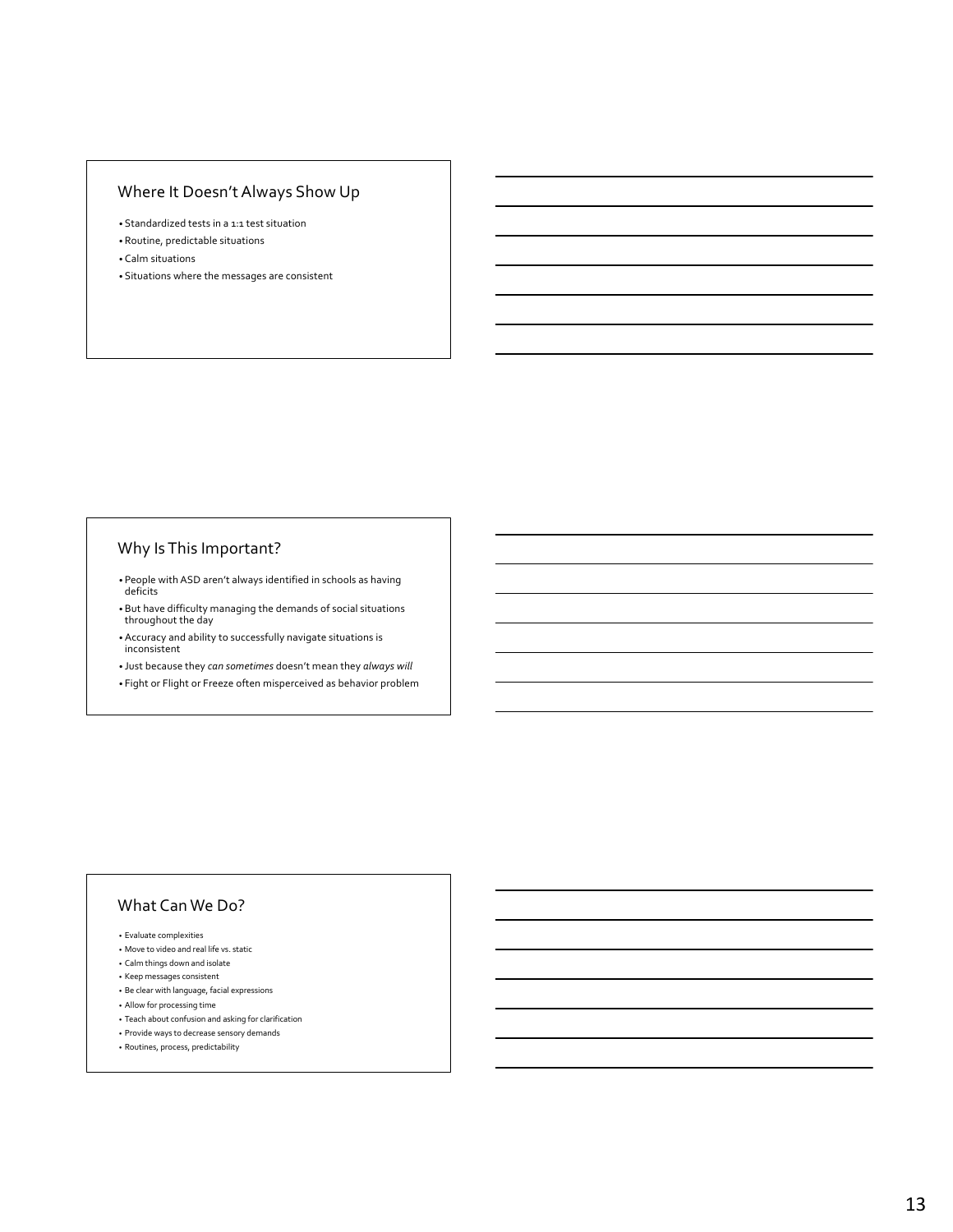## Where It Doesn't Always Show Up

- Standardized tests in a 1:1 test situation
- Routine, predictable situations
- Calm situations
- Situations where the messages are consistent

## Why Is This Important?

- People with ASD aren't always identified in schools as having deficits
- But have difficulty managing the demands of social situations throughout the day
- Accuracy and ability to successfully navigate situations is inconsistent
- Just because they *can sometimes* doesn't mean they *always will*
- Fight or Flight or Freeze often misperceived as behavior problem

## What Can We Do?

- Evaluate complexities
- Move to video and real life vs. static
- Calm things down and isolate
- Keep messages consistent
- Be clear with language, facial expressions
- Allow for processing time
- Teach about confusion and asking for clarification
- Provide ways to decrease sensory demands
- Routines, process, predictability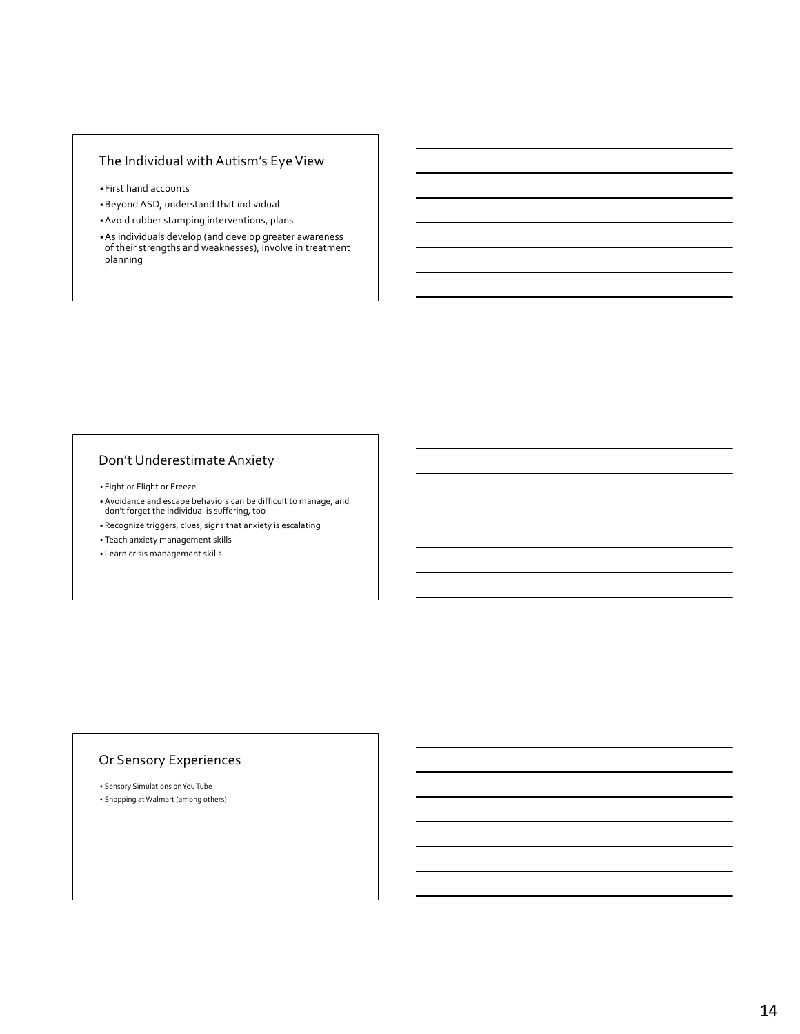## The Individual with Autism's Eye View

- First hand accounts
- Beyond ASD, understand that individual
- Avoid rubber stamping interventions, plans
- As individuals develop (and develop greater awareness of their strengths and weaknesses), involve in treatment planning

## Don't Underestimate Anxiety

- Fight or Flight or Freeze
- Avoidance and escape behaviors can be difficult to manage, and don't forget the individual is suffering, too
- Recognize triggers, clues, signs that anxiety is escalating
- Teach anxiety management skills
- Learn crisis management skills

## Or Sensory Experiences

- Sensory Simulations on YouTube
- Shopping at Walmart (among others)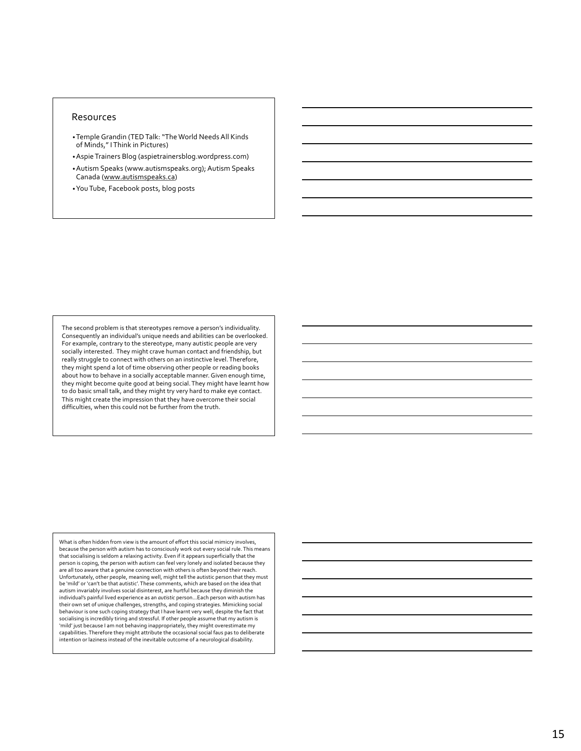## Resources

- Temple Grandin (TED Talk: "The World Needs All Kinds of Minds," I Think in Pictures)
- Aspie Trainers Blog (aspietrainersblog.wordpress.com)
- Autism Speaks (www.autismspeaks.org); Autism Speaks Canada (www.autismspeaks.ca)
- You Tube, Facebook posts, blog posts

The second problem is that stereotypes remove a person's individuality. Consequently an individual's unique needs and abilities can be overlooked. For example, contrary to the stereotype, many autistic people are very socially interested. They might crave human contact and friendship, but really struggle to connect with others on an instinctive level. Therefore, they might spend a lot of time observing other people or reading books about how to behave in a socially acceptable manner. Given enough time, they might become quite good at being social. They might have learnt how to do basic small talk, and they might try very hard to make eye contact. This might create the impression that they have overcome their social difficulties, when this could not be further from the truth.

What is often hidden from view is the amount of effort this social mimicry involves, because the person with autism has to consciously work out every social rule. This means that socialising is seldom a relaxing activity. Even if it appears superficially that the person is coping, the person with autism can feel very lonely and isolated because they are all too aware that a genuine connection with others is often beyond their reach. Unfortunately, other people, meaning well, might tell the autistic person that they must be 'mild' or 'can't be that autistic'. These comments, which are based on the idea that autism invariably involves social disinterest, are hurtful because they diminish the individual's painful lived experience as an *autistic* person…Each person with autism has their own set of unique challenges, strengths, and coping strategies. Mimicking social behaviour is one such coping strategy that I have learnt very well, despite the fact that socialising is incredibly tiring and stressful. If other people assume that my autism is 'mild' just because I am not behaving inappropriately, they might overestimate my capabilities. Therefore they might attribute the occasional social faus pas to deliberate intention or laziness instead of the inevitable outcome of a neurological disability.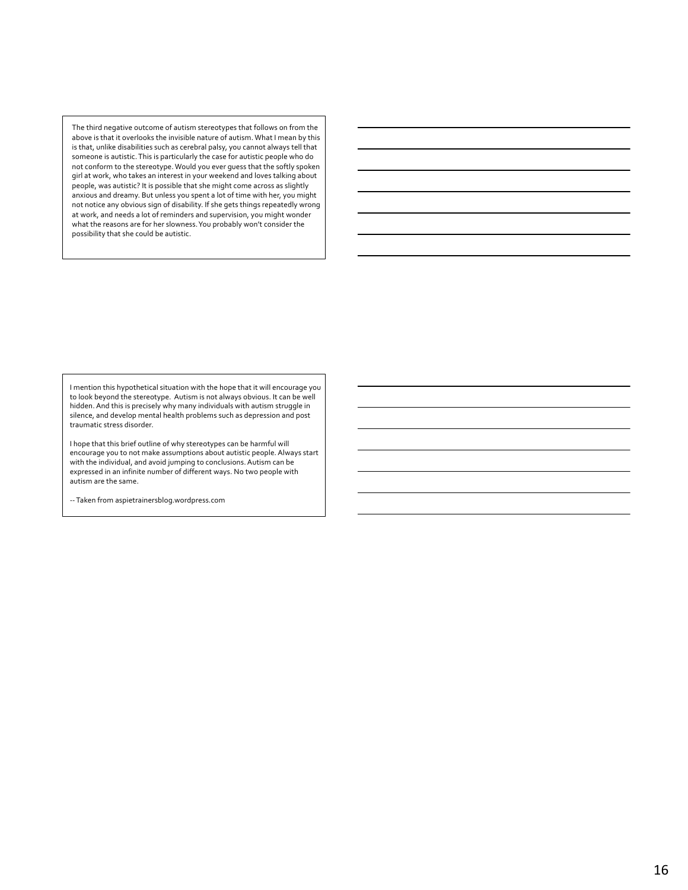The third negative outcome of autism stereotypes that follows on from the above is that it overlooks the invisible nature of autism. What I mean by this is that, unlike disabilities such as cerebral palsy, you cannot always tell that someone is autistic. This is particularly the case for autistic people who do not conform to the stereotype. Would you ever guess that the softly spoken girl at work, who takes an interest in your weekend and loves talking about people, was autistic? It is possible that she might come across as slightly anxious and dreamy. But unless you spent a lot of time with her, you might not notice any obvious sign of disability. If she gets things repeatedly wrong at work, and needs a lot of reminders and supervision, you might wonder what the reasons are for her slowness. You probably won't consider the possibility that she could be autistic.

I mention this hypothetical situation with the hope that it will encourage you to look beyond the stereotype. Autism is not always obvious. It can be well hidden. And this is precisely why many individuals with autism struggle in silence, and develop mental health problems such as depression and post traumatic stress disorder.

I hope that this brief outline of why stereotypes can be harmful will encourage you to not make assumptions about autistic people. Always start with the individual, and avoid jumping to conclusions. Autism can be expressed in an infinite number of different ways. No two people with autism are the same.

-- Taken from aspietrainersblog.wordpress.com